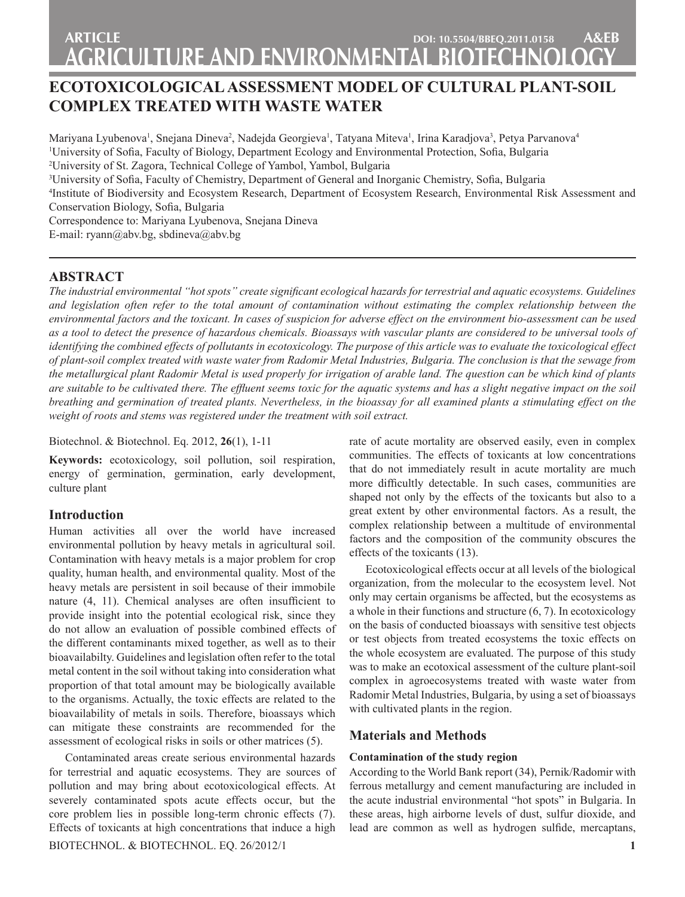ARTICLE

DOI: 10.5504/BBEQ.2011.0158

A&EB

AGRICULTURE AND ENVIRONMENTAL BIOTECHNOLOGY

# ECOTOXICOLOGICAL ASSESSMENT MODEL OF CULTURAL PLANT-SOIL COMPLEX TREATED WITH WASTE WATER

Mariyana Lyubenova[1], Snejana Dineva[2], Nadejda Georgieva[1], Tatyana Miteva[1], Irina Karadjova[3], Petya Parvanova[4]

[1]University of Sofia, Faculty of Biology, Department Ecology and Environmental Protection, Sofia, Bulgaria

[2]University of St. Zagora, Technical College of Yambol, Yambol, Bulgaria

[3]University of Sofia, Faculty of Chemistry, Department of General and Inorganic Chemistry, Sofia, Bulgaria

[4]Institute of Biodiversity and Ecosystem Research, Department of Ecosystem Research, Environmental Risk Assessment and Conservation Biology, Sofia, Bulgaria

Correspondence to: Mariyana Lyubenova, Snejana Dineva

E-mail: ryann@abv.bg, sbdineva@abv.bg

## ABSTRACT

*The industrial environmental "hot spots" create significant ecological hazards for terrestrial and aquatic ecosystems. Guidelines and legislation often refer to the total amount of contamination without estimating the complex relationship between the environmental factors and the toxicant. In cases of suspicion for adverse effect on the environment bio-assessment can be used as a tool to detect the presence of hazardous chemicals. Bioassays with vascular plants are considered to be universal tools of identifying the combined effects of pollutants in ecotoxicology. The purpose of this article was to evaluate the toxicological effect of plant-soil complex treated with waste water from Radomir Metal Industries, Bulgaria. The conclusion is that the sewage from the metallurgical plant Radomir Metal is used properly for irrigation of arable land. The question can be which kind of plants are suitable to be cultivated there. The effluent seems toxic for the aquatic systems and has a slight negative impact on the soil breathing and germination of treated plants. Nevertheless, in the bioassay for all examined plants a stimulating effect on the weight of roots and stems was registered under the treatment with soil extract.*

Biotechnol. & Biotechnol. Eq. 2012, **26**(1), 1-11

**Keywords:** ecotoxicology, soil pollution, soil respiration, energy of germination, germination, early development, culture plant

## Introduction

Human activities all over the world have increased environmental pollution by heavy metals in agricultural soil. Contamination with heavy metals is a major problem for crop quality, human health, and environmental quality. Most of the heavy metals are persistent in soil because of their immobile nature (4, 11). Chemical analyses are often insufficient to provide insight into the potential ecological risk, since they do not allow an evaluation of possible combined effects of the different contaminants mixed together, as well as to their bioavailabilty. Guidelines and legislation often refer to the total metal content in the soil without taking into consideration what proportion of that total amount may be biologically available to the organisms. Actually, the toxic effects are related to the bioavailability of metals in soils. Therefore, bioassays which can mitigate these constraints are recommended for the assessment of ecological risks in soils or other matrices (5).

Contaminated areas create serious environmental hazards for terrestrial and aquatic ecosystems. They are sources of pollution and may bring about ecotoxicological effects. At severely contaminated spots acute effects occur, but the core problem lies in possible long-term chronic effects (7). Effects of toxicants at high concentrations that induce a high rate of acute mortality are observed easily, even in complex communities. The effects of toxicants at low concentrations that do not immediately result in acute mortality are much more difficultly detectable. In such cases, communities are shaped not only by the effects of the toxicants but also to a great extent by other environmental factors. As a result, the complex relationship between a multitude of environmental factors and the composition of the community obscures the effects of the toxicants (13).

Ecotoxicological effects occur at all levels of the biological organization, from the molecular to the ecosystem level. Not only may certain organisms be affected, but the ecosystems as a whole in their functions and structure (6, 7). In ecotoxicology on the basis of conducted bioassays with sensitive test objects or test objects from treated ecosystems the toxic effects on the whole ecosystem are evaluated. The purpose of this study was to make an ecotoxical assessment of the culture plant-soil complex in agroecosystems treated with waste water from Radomir Metal Industries, Bulgaria, by using a set of bioassays with cultivated plants in the region.

## Materials and Methods

### Contamination of the study region

According to the World Bank report (34), Pernik/Radomir with ferrous metallurgy and cement manufacturing are included in the acute industrial environmental "hot spots" in Bulgaria. In these areas, high airborne levels of dust, sulfur dioxide, and lead are common as well as hydrogen sulfide, mercaptans,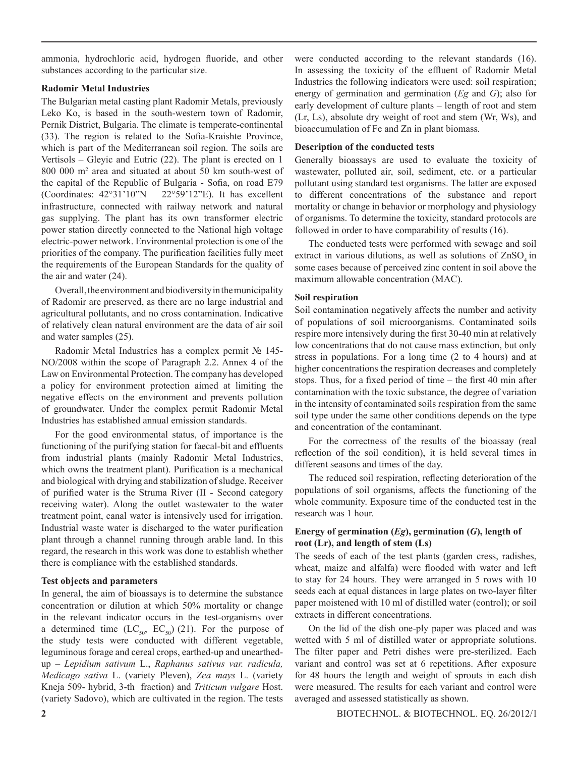ammonia, hydrochloric acid, hydrogen fluoride, and other substances according to the particular size.

### Radomir Metal Industries

The Bulgarian metal casting plant Radomir Metals, previously Leko Ko, is based in the south-western town of Radomir, Pernik District, Bulgaria. The climate is temperate-continental (33). The region is related to the Sofia-Kraishte Province, which is part of the Mediterranean soil region. The soils are Vertisols – Gleyic and Eutric (22). The plant is erected on 1 800 000 m$^2$ area and situated at about 50 km south-west of the capital of the Republic of Bulgaria - Sofia, on road E79 (Coordinates: 42°31'10"N 22°59'12"E). It has excellent infrastructure, connected with railway network and natural gas supplying. The plant has its own transformer electric power station directly connected to the National high voltage electric-power network. Environmental protection is one of the priorities of the company. The purification facilities fully meet the requirements of the European Standards for the quality of the air and water (24).

Overall, the environment and biodiversity in the municipality of Radomir are preserved, as there are no large industrial and agricultural pollutants, and no cross contamination. Indicative of relatively clean natural environment are the data of air soil and water samples (25).

Radomir Metal Industries has a complex permit № 145-NO/2008 within the scope of Paragraph 2.2. Annex 4 of the Law on Environmental Protection. The company has developed a policy for environment protection aimed at limiting the negative effects on the environment and prevents pollution of groundwater. Under the complex permit Radomir Metal Industries has established annual emission standards.

For the good environmental status, of importance is the functioning of the purifying station for faecal-bit and effluents from industrial plants (mainly Radomir Metal Industries, which owns the treatment plant). Purification is a mechanical and biological with drying and stabilization of sludge. Receiver of purified water is the Struma River (II - Second category receiving water). Along the outlet wastewater to the water treatment point, canal water is intensively used for irrigation. Industrial waste water is discharged to the water purification plant through a channel running through arable land. In this regard, the research in this work was done to establish whether there is compliance with the established standards.

### Test objects and parameters

In general, the aim of bioassays is to determine the substance concentration or dilution at which 50% mortality or change in the relevant indicator occurs in the test-organisms over a determined time ($LC_{50}$, $EC_{50}$) (21). For the purpose of the study tests were conducted with different vegetable, leguminous forage and cereal crops, earthed-up and unearthed-up – *Lepidium sativum* L., *Raphanus sativus var. radicula, Medicago sativa* L. (variety Pleven), *Zea mays* L. (variety Kneja 509- hybrid, 3-th fraction) and *Triticum vulgare* Host. (variety Sadovo), which are cultivated in the region. The tests were conducted according to the relevant standards (16). In assessing the toxicity of the effluent of Radomir Metal Industries the following indicators were used: soil respiration; energy of germination and germination (*Eg* and *G*); also for early development of culture plants – length of root and stem (Lr, Ls), absolute dry weight of root and stem (Wr, Ws), and bioaccumulation of Fe and Zn in plant biomass*.*

### Description of the conducted tests

Generally bioassays are used to evaluate the toxicity of wastewater, polluted air, soil, sediment, etc. or a particular pollutant using standard test organisms. The latter are exposed to different concentrations of the substance and report mortality or change in behavior or morphology and physiology of organisms. To determine the toxicity, standard protocols are followed in order to have comparability of results (16).

The conducted tests were performed with sewage and soil extract in various dilutions, as well as solutions of $ZnSO_4$ in some cases because of perceived zinc content in soil above the maximum allowable concentration (MAC).

### Soil respiration

Soil contamination negatively affects the number and activity of populations of soil microorganisms. Contaminated soils respire more intensively during the first 30-40 min at relatively low concentrations that do not cause mass extinction, but only stress in populations. For a long time (2 to 4 hours) and at higher concentrations the respiration decreases and completely stops. Thus, for a fixed period of time – the first 40 min after contamination with the toxic substance, the degree of variation in the intensity of contaminated soils respiration from the same soil type under the same other conditions depends on the type and concentration of the contaminant.

For the correctness of the results of the bioassay (real reflection of the soil condition), it is held several times in different seasons and times of the day.

The reduced soil respiration, reflecting deterioration of the populations of soil organisms, affects the functioning of the whole community. Exposure time of the conducted test in the research was 1 hour.

### Energy of germination (*Eg*), germination (*G*), length of root (Lr), and length of stem (Ls)

The seeds of each of the test plants (garden cress, radishes, wheat, maize and alfalfa) were flooded with water and left to stay for 24 hours. They were arranged in 5 rows with 10 seeds each at equal distances in large plates on two-layer filter paper moistened with 10 ml of distilled water (control); or soil extracts in different concentrations.

On the lid of the dish one-ply paper was placed and was wetted with 5 ml of distilled water or appropriate solutions. The filter paper and Petri dishes were pre-sterilized. Each variant and control was set at 6 repetitions. After exposure for 48 hours the length and weight of sprouts in each dish were measured. The results for each variant and control were averaged and assessed statistically as shown.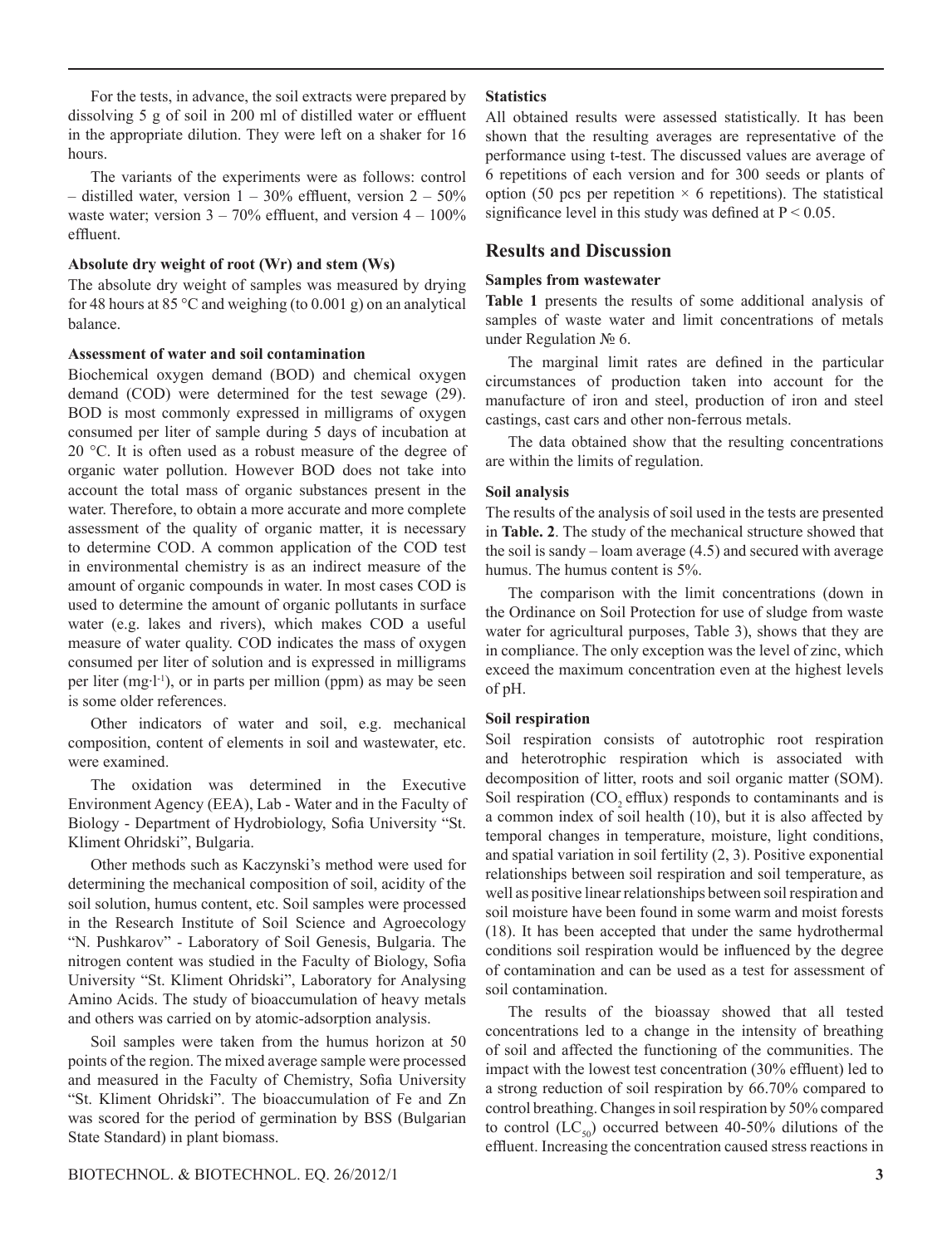For the tests, in advance, the soil extracts were prepared by dissolving 5 g of soil in 200 ml of distilled water or effluent in the appropriate dilution. They were left on a shaker for 16 hours.

The variants of the experiments were as follows: control – distilled water, version 1 – 30% effluent, version 2 – 50% waste water; version 3 – 70% effluent, and version 4 – 100% effluent.

#### Absolute dry weight of root (Wr) and stem (Ws)

The absolute dry weight of samples was measured by drying for 48 hours at 85 °C and weighing (to 0.001 g) on an analytical balance.

#### Assessment of water and soil contamination

Biochemical oxygen demand (BOD) and chemical oxygen demand (COD) were determined for the test sewage (29). BOD is most commonly expressed in milligrams of oxygen consumed per liter of sample during 5 days of incubation at 20 °C. It is often used as a robust measure of the degree of organic water pollution. However BOD does not take into account the total mass of organic substances present in the water. Therefore, to obtain a more accurate and more complete assessment of the quality of organic matter, it is necessary to determine COD. A common application of the COD test in environmental chemistry is as an indirect measure of the amount of organic compounds in water. In most cases COD is used to determine the amount of organic pollutants in surface water (e.g. lakes and rivers), which makes COD a useful measure of water quality. COD indicates the mass of oxygen consumed per liter of solution and is expressed in milligrams per liter ($mg \cdot l^{-1}$), or in parts per million (ppm) as may be seen is some older references.

Other indicators of water and soil, e.g. mechanical composition, content of elements in soil and wastewater, etc. were examined.

The oxidation was determined in the Executive Environment Agency (EEA), Lab - Water and in the Faculty of Biology - Department of Hydrobiology, Sofia University "St. Kliment Ohridski", Bulgaria.

Other methods such as Kaczynski's method were used for determining the mechanical composition of soil, acidity of the soil solution, humus content, etc. Soil samples were processed in the Research Institute of Soil Science and Agroecology "N. Pushkarov" - Laboratory of Soil Genesis, Bulgaria. The nitrogen content was studied in the Faculty of Biology, Sofia University "St. Kliment Ohridski", Laboratory for Analysing Amino Acids. The study of bioaccumulation of heavy metals and others was carried on by atomic-adsorption analysis.

Soil samples were taken from the humus horizon at 50 points of the region. The mixed average sample were processed and measured in the Faculty of Chemistry, Sofia University "St. Kliment Ohridski". The bioaccumulation of Fe and Zn was scored for the period of germination by BSS (Bulgarian State Standard) in plant biomass.

#### Statistics

All obtained results were assessed statistically. It has been shown that the resulting averages are representative of the performance using t-test. The discussed values are average of 6 repetitions of each version and for 300 seeds or plants of option (50 pcs per repetition × 6 repetitions). The statistical significance level in this study was defined at $P < 0.05$.

## Results and Discussion

#### Samples from wastewater

**Table 1** presents the results of some additional analysis of samples of waste water and limit concentrations of metals under Regulation № 6.

The marginal limit rates are defined in the particular circumstances of production taken into account for the manufacture of iron and steel, production of iron and steel castings, cast cars and other non-ferrous metals.

The data obtained show that the resulting concentrations are within the limits of regulation.

#### Soil analysis

The results of the analysis of soil used in the tests are presented in **Table. 2**. The study of the mechanical structure showed that the soil is sandy – loam average (4.5) and secured with average humus. The humus content is 5%.

The comparison with the limit concentrations (down in the Ordinance on Soil Protection for use of sludge from waste water for agricultural purposes, Table 3), shows that they are in compliance. The only exception was the level of zinc, which exceed the maximum concentration even at the highest levels of pH.

#### Soil respiration

Soil respiration consists of autotrophic root respiration and heterotrophic respiration which is associated with decomposition of litter, roots and soil organic matter (SOM). Soil respiration ($CO_2$ efflux) responds to contaminants and is a common index of soil health (10), but it is also affected by temporal changes in temperature, moisture, light conditions, and spatial variation in soil fertility (2, 3). Positive exponential relationships between soil respiration and soil temperature, as well as positive linear relationships between soil respiration and soil moisture have been found in some warm and moist forests (18). It has been accepted that under the same hydrothermal conditions soil respiration would be influenced by the degree of contamination and can be used as a test for assessment of soil contamination.

The results of the bioassay showed that all tested concentrations led to a change in the intensity of breathing of soil and affected the functioning of the communities. The impact with the lowest test concentration (30% effluent) led to a strong reduction of soil respiration by 66.70% compared to control breathing. Changes in soil respiration by 50% compared to control ($LC_{50}$) occurred between 40-50% dilutions of the effluent. Increasing the concentration caused stress reactions in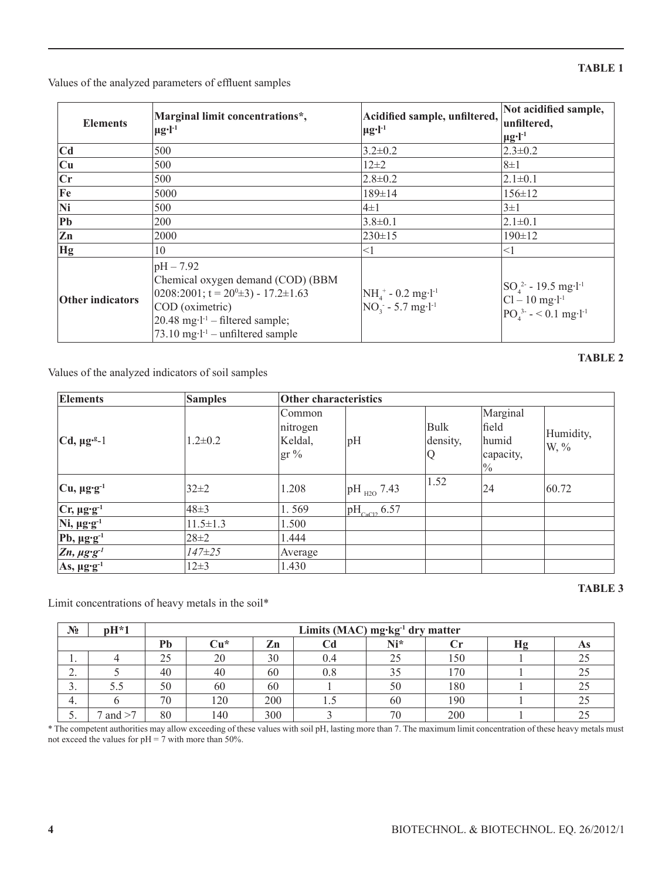**TABLE 1**

Values of the analyzed parameters of effluent samples

| Elements | Marginal limit concentrations*, $\mu g \cdot l^{-1}$ | Acidified sample, unfiltered, $\mu g \cdot l^{-1}$ | Not acidified sample, unfiltered, $\mu g \cdot l^{-1}$ |
|---|---|---|---|
| **Cd** | 500 | 3.2±0.2 | 2.3±0.2 |
| **Cu** | 500 | 12±2 | 8±1 |
| **Cr** | 500 | 2.8±0.2 | 2.1±0.1 |
| **Fe** | 5000 | 189±14 | 156±12 |
| **Ni** | 500 | 4±1 | 3±1 |
| **Pb** | 200 | 3.8±0.1 | 2.1±0.1 |
| **Zn** | 2000 | 230±15 | 190±12 |
| **Hg** | 10 | <1 | <1 |
| **Other indicators** | pH – 7.92<br>Chemical oxygen demand (COD) (BBM 0208:2001; t = $20^0$±3) - 17.2±1.63<br>COD (oximetric)<br>20.48 $mg \cdot l^{-1}$ – filtered sample;<br>73.10 $mg \cdot l^{-1}$ – unfiltered sample | $NH_4^+$ - 0.2 $mg \cdot l^{-1}$<br>$NO_3^-$ - 5.7 $mg \cdot l^{-1}$ | $SO_4^{2-}$ - 19.5 $mg \cdot l^{-1}$<br>Cl – 10 $mg \cdot l^{-1}$<br>$PO_4^{3-}$ - < 0.1 $mg \cdot l^{-1}$ |

**TABLE 2**

Values of the analyzed indicators of soil samples

| Elements | Samples | Other characteristics | | | | |
|---|---|---|---|---|---|---|
| Cd, $\mu g \cdot g^{-1}$ | 1.2±0.2 | Common nitrogen Keldal, gr % | pH | Bulk density, Q | Marginal field humid capacity, % | Humidity, W, % |
| Cu, $\mu g \cdot g^{-1}$ | 32±2 | 1.208 | $pH_{H2O}$ 7.43 | 1.52 | 24 | 60.72 |
| Cr, $\mu g \cdot g^{-1}$ | 48±3 | 1. 569 | $pH_{CaCl2}$ 6.57 | | | |
| Ni, $\mu g \cdot g^{-1}$ | 11.5±1.3 | 1.500 | | | | |
| Pb, $\mu g \cdot g^{-1}$ | 28±2 | 1.444 | | | | |
| *Zn, $\mu g \cdot g^{-1}$* | *147±25* | Average | | | | |
| As, $\mu g \cdot g^{-1}$ | 12±3 | 1.430 | | | | |

**TABLE 3**

Limit concentrations of heavy metals in the soil*

| № | pH*1 | Limits (MAC) $mg \cdot kg^{-1}$ dry matter | | | | | | | |
|---|---|---|---|---|---|---|---|---|---|
| | | Pb | Cu* | Zn | Cd | Ni* | Cr | Hg | As |
| 1. | 4 | 25 | 20 | 30 | 0.4 | 25 | 150 | 1 | 25 |
| 2. | 5 | 40 | 40 | 60 | 0.8 | 35 | 170 | 1 | 25 |
| 3. | 5.5 | 50 | 60 | 60 | 1 | 50 | 180 | 1 | 25 |
| 4. | 6 | 70 | 120 | 200 | 1.5 | 60 | 190 | 1 | 25 |
| 5. | 7 and >7 | 80 | 140 | 300 | 3 | 70 | 200 | 1 | 25 |

* The competent authorities may allow exceeding of these values with soil pH, lasting more than 7. The maximum limit concentration of these heavy metals must not exceed the values for pH = 7 with more than 50%.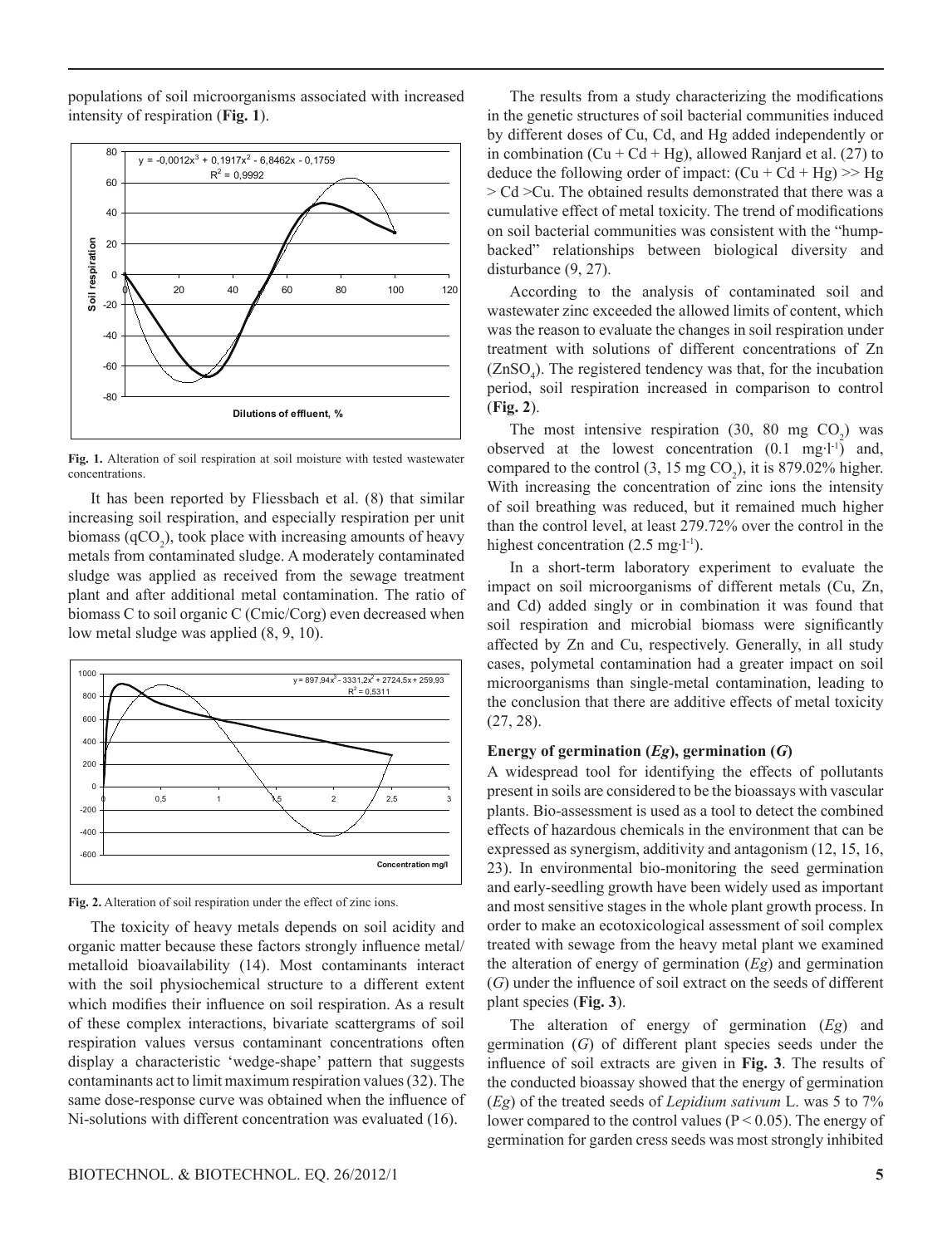populations of soil microorganisms associated with increased intensity of respiration (**Fig. 1**).

**Fig. 1.** Alteration of soil respiration at soil moisture with tested wastewater concentrations.

It has been reported by Fliessbach et al. (8) that similar increasing soil respiration, and especially respiration per unit biomass ($qCO_2$), took place with increasing amounts of heavy metals from contaminated sludge. A moderately contaminated sludge was applied as received from the sewage treatment plant and after additional metal contamination. The ratio of biomass C to soil organic C (Cmic/Corg) even decreased when low metal sludge was applied (8, 9, 10).

**Fig. 2.** Alteration of soil respiration under the effect of zinc ions.

The toxicity of heavy metals depends on soil acidity and organic matter because these factors strongly influence metal/metalloid bioavailability (14). Most contaminants interact with the soil physiochemical structure to a different extent which modifies their influence on soil respiration. As a result of these complex interactions, bivariate scattergrams of soil respiration values versus contaminant concentrations often display a characteristic 'wedge-shape' pattern that suggests contaminants act to limit maximum respiration values (32). The same dose-response curve was obtained when the influence of Ni-solutions with different concentration was evaluated (16).

The results from a study characterizing the modifications in the genetic structures of soil bacterial communities induced by different doses of Cu, Cd, and Hg added independently or in combination (Cu + Cd + Hg), allowed Ranjard et al. (27) to deduce the following order of impact: (Cu + Cd + Hg) >> Hg > Cd >Cu. The obtained results demonstrated that there was a cumulative effect of metal toxicity. The trend of modifications on soil bacterial communities was consistent with the "hump-backed" relationships between biological diversity and disturbance (9, 27).

According to the analysis of contaminated soil and wastewater zinc exceeded the allowed limits of content, which was the reason to evaluate the changes in soil respiration under treatment with solutions of different concentrations of Zn ($ZnSO_4$). The registered tendency was that, for the incubation period, soil respiration increased in comparison to control (**Fig. 2**).

The most intensive respiration (30, 80 mg $CO_2$) was observed at the lowest concentration (0.1 $mg \cdot l^{-1}$) and, compared to the control (3, 15 mg $CO_2$), it is 879.02% higher. With increasing the concentration of zinc ions the intensity of soil breathing was reduced, but it remained much higher than the control level, at least 279.72% over the control in the highest concentration (2.5 $mg \cdot l^{-1}$).

In a short-term laboratory experiment to evaluate the impact on soil microorganisms of different metals (Cu, Zn, and Cd) added singly or in combination it was found that soil respiration and microbial biomass were significantly affected by Zn and Cu, respectively. Generally, in all study cases, polymetal contamination had a greater impact on soil microorganisms than single-metal contamination, leading to the conclusion that there are additive effects of metal toxicity (27, 28).

### Energy of germination (*Eg*), germination (*G*)

A widespread tool for identifying the effects of pollutants present in soils are considered to be the bioassays with vascular plants. Bio-assessment is used as a tool to detect the combined effects of hazardous chemicals in the environment that can be expressed as synergism, additivity and antagonism (12, 15, 16, 23). In environmental bio-monitoring the seed germination and early-seedling growth have been widely used as important and most sensitive stages in the whole plant growth process. In order to make an ecotoxicological assessment of soil complex treated with sewage from the heavy metal plant we examined the alteration of energy of germination (*Eg*) and germination (*G*) under the influence of soil extract on the seeds of different plant species (**Fig. 3**).

The alteration of energy of germination (*Eg*) and germination (*G*) of different plant species seeds under the influence of soil extracts are given in **Fig. 3**. The results of the conducted bioassay showed that the energy of germination (*Eg*) of the treated seeds of *Lepidium sativum* L. was 5 to 7% lower compared to the control values ($P < 0.05$). The energy of germination for garden cress seeds was most strongly inhibited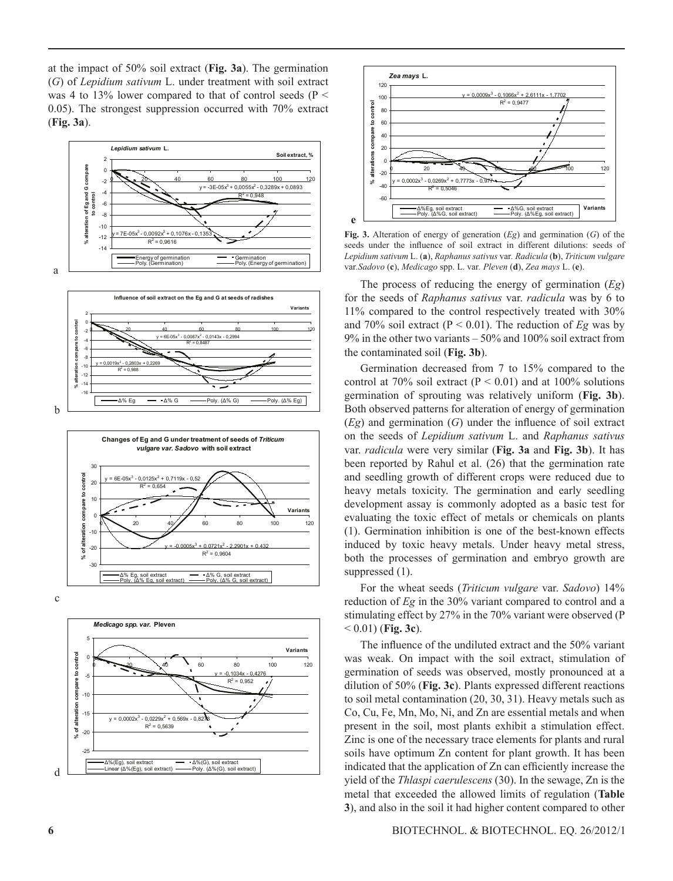at the impact of 50% soil extract (**Fig. 3a**). The germination (*G*) of *Lepidium sativum* L. under treatment with soil extract was 4 to 13% lower compared to that of control seeds ($P < 0.05$). The strongest suppression occurred with 70% extract (**Fig. 3a**).

**Fig. 3.** Alteration of energy of generation (*Eg*) and germination (*G*) of the seeds under the influence of soil extract in different dilutions: seeds of *Lepidium sativum* L. (**a**), *Raphanus sativus* var. *Radicula* (**b**), *Triticum vulgare* var.*Sadovo* (**c**), *Medicago* spp. L. var. *Pleven* (**d**), *Zea mays* L. (**e**).

The process of reducing the energy of germination (*Eg*) for the seeds of *Raphanus sativus* var. *radicula* was by 6 to 11% compared to the control respectively treated with 30% and 70% soil extract ($P < 0.01$). The reduction of *Eg* was by 9% in the other two variants – 50% and 100% soil extract from the contaminated soil (**Fig. 3b**).

Germination decreased from 7 to 15% compared to the control at 70% soil extract ($P < 0.01$) and at 100% solutions germination of sprouting was relatively uniform (**Fig. 3b**). Both observed patterns for alteration of energy of germination (*Eg*) and germination (*G*) under the influence of soil extract on the seeds of *Lepidium sativum* L. and *Raphanus sativus* var. *radicula* were very similar (**Fig. 3a** and **Fig. 3b**). It has been reported by Rahul et al. (26) that the germination rate and seedling growth of different crops were reduced due to heavy metals toxicity. The germination and early seedling development assay is commonly adopted as a basic test for evaluating the toxic effect of metals or chemicals on plants (1). Germination inhibition is one of the best-known effects induced by toxic heavy metals. Under heavy metal stress, both the processes of germination and embryo growth are suppressed (1).

For the wheat seeds (*Triticum vulgare* var. *Sadovo*) 14% reduction of *Eg* in the 30% variant compared to control and a stimulating effect by 27% in the 70% variant were observed ($P < 0.01$) (**Fig. 3c**).

The influence of the undiluted extract and the 50% variant was weak. On impact with the soil extract, stimulation of germination of seeds was observed, mostly pronounced at a dilution of 50% (**Fig. 3c**). Plants expressed different reactions to soil metal contamination (20, 30, 31). Heavy metals such as Co, Cu, Fe, Mn, Mo, Ni, and Zn are essential metals and when present in the soil, most plants exhibit a stimulation effect. Zinc is one of the necessary trace elements for plants and rural soils have optimum Zn content for plant growth. It has been indicated that the application of Zn can efficiently increase the yield of the *Thlaspi caerulescens* (30). In the sewage, Zn is the metal that exceeded the allowed limits of regulation (**Table 3**), and also in the soil it had higher content compared to other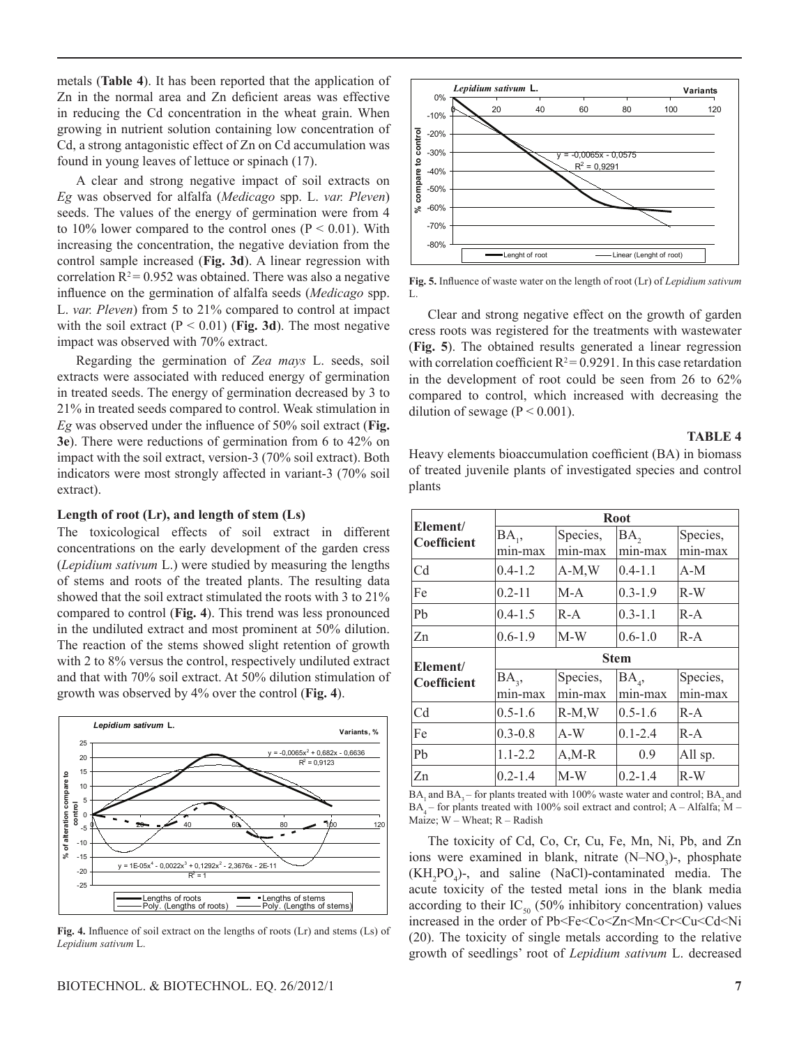metals (**Table 4**). It has been reported that the application of Zn in the normal area and Zn deficient areas was effective in reducing the Cd concentration in the wheat grain. When growing in nutrient solution containing low concentration of Cd, a strong antagonistic effect of Zn on Cd accumulation was found in young leaves of lettuce or spinach (17).

A clear and strong negative impact of soil extracts on *Eg* was observed for alfalfa (*Medicago* spp. L. *var. Pleven*) seeds. The values of the energy of germination were from 4 to 10% lower compared to the control ones ($P < 0.01$). With increasing the concentration, the negative deviation from the control sample increased (**Fig. 3d**). A linear regression with correlation $R^2 = 0.952$ was obtained. There was also a negative influence on the germination of alfalfa seeds (*Medicago* spp. L. *var. Pleven*) from 5 to 21% compared to control at impact with the soil extract ($P < 0.01$) (**Fig. 3d**). The most negative impact was observed with 70% extract.

Regarding the germination of *Zea mays* L. seeds, soil extracts were associated with reduced energy of germination in treated seeds. The energy of germination decreased by 3 to 21% in treated seeds compared to control. Weak stimulation in *Eg* was observed under the influence of 50% soil extract (**Fig. 3e**). There were reductions of germination from 6 to 42% on impact with the soil extract, version-3 (70% soil extract). Both indicators were most strongly affected in variant-3 (70% soil extract).

**Length of root (Lr), and length of stem (Ls)**

The toxicological effects of soil extract in different concentrations on the early development of the garden cress (*Lepidium sativum* L.) were studied by measuring the lengths of stems and roots of the treated plants. The resulting data showed that the soil extract stimulated the roots with 3 to 21% compared to control (**Fig. 4**). This trend was less pronounced in the undiluted extract and most prominent at 50% dilution. The reaction of the stems showed slight retention of growth with 2 to 8% versus the control, respectively undiluted extract and that with 70% soil extract. At 50% dilution stimulation of growth was observed by 4% over the control (**Fig. 4**).

**Fig. 4.** Influence of soil extract on the lengths of roots (Lr) and stems (Ls) of *Lepidium sativum* L.

**Fig. 5.** Influence of waste water on the length of root (Lr) of *Lepidium sativum* L.

Clear and strong negative effect on the growth of garden cress roots was registered for the treatments with wastewater (**Fig. 5**). The obtained results generated a linear regression with correlation coefficient $R^2 = 0.9291$. In this case retardation in the development of root could be seen from 26 to 62% compared to control, which increased with decreasing the dilution of sewage ($P < 0.001$).

**TABLE 4**

Heavy elements bioaccumulation coefficient (BA) in biomass of treated juvenile plants of investigated species and control plants

| Element/ Coefficient | Root | | | |
|---|---|---|---|---|
| | $BA_1$, min-max | Species, min-max | $BA_2$ min-max | Species, min-max |
| Cd | 0.4-1.2 | A-M,W | 0.4-1.1 | A-M |
| Fe | 0.2-11 | M-A | 0.3-1.9 | R-W |
| Pb | 0.4-1.5 | R-A | 0.3-1.1 | R-A |
| Zn | 0.6-1.9 | M-W | 0.6-1.0 | R-A |
| **Element/ Coefficient** | **Stem** | | | |
| | $BA_3$, min-max | Species, min-max | $BA_4$, min-max | Species, min-max |
| Cd | 0.5-1.6 | R-M,W | 0.5-1.6 | R-A |
| Fe | 0.3-0.8 | A-W | 0.1-2.4 | R-A |
| Pb | 1.1-2.2 | A,M-R | 0.9 | All sp. |
| Zn | 0.2-1.4 | M-W | 0.2-1.4 | R-W |

$BA_1$ and $BA_3$ – for plants treated with 100% waste water and control; $BA_2$ and $BA_4$ – for plants treated with 100% soil extract and control; A – Alfalfa; M – Maize; W – Wheat; R – Radish

The toxicity of Cd, Co, Cr, Cu, Fe, Mn, Ni, Pb, and Zn ions were examined in blank, nitrate ($N–NO_3$)-, phosphate ($KH_2PO_4$)-, and saline (NaCl)-contaminated media. The acute toxicity of the tested metal ions in the blank media according to their $IC_{50}$ (50% inhibitory concentration) values increased in the order of Pb<Fe<Co<Zn<Mn<Cr<Cu<Cd<Ni (20). The toxicity of single metals according to the relative growth of seedlings' root of *Lepidium sativum* L. decreased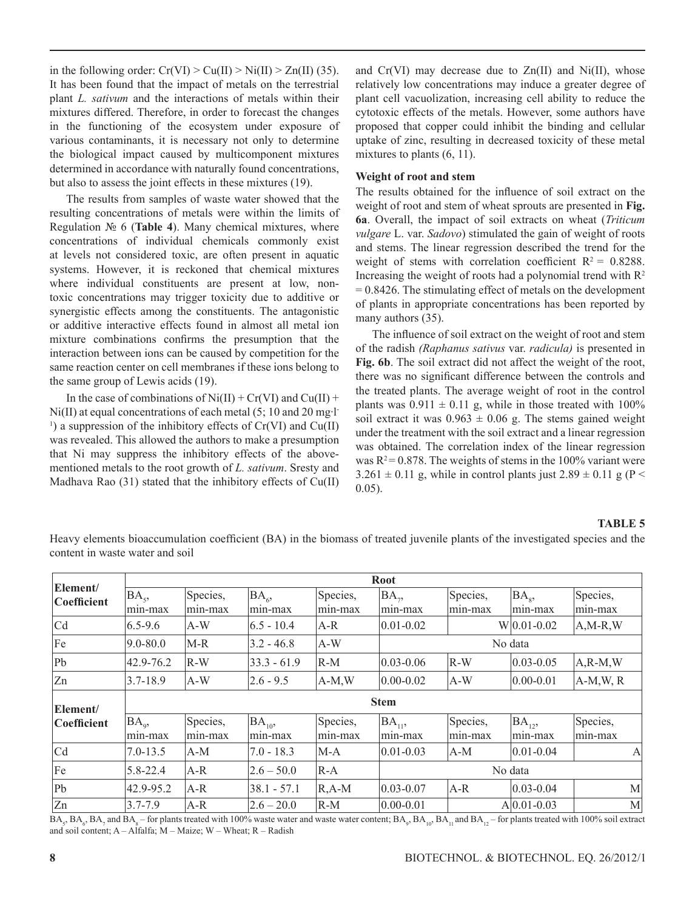in the following order: Cr(VI) > Cu(II) > Ni(II) > Zn(II) (35). It has been found that the impact of metals on the terrestrial plant *L. sativum* and the interactions of metals within their mixtures differed. Therefore, in order to forecast the changes in the functioning of the ecosystem under exposure of various contaminants, it is necessary not only to determine the biological impact caused by multicomponent mixtures determined in accordance with naturally found concentrations, but also to assess the joint effects in these mixtures (19).

The results from samples of waste water showed that the resulting concentrations of metals were within the limits of Regulation № 6 (**Table 4**). Many chemical mixtures, where concentrations of individual chemicals commonly exist at levels not considered toxic, are often present in aquatic systems. However, it is reckoned that chemical mixtures where individual constituents are present at low, non-toxic concentrations may trigger toxicity due to additive or synergistic effects among the constituents. The antagonistic or additive interactive effects found in almost all metal ion mixture combinations confirms the presumption that the interaction between ions can be caused by competition for the same reaction center on cell membranes if these ions belong to the same group of Lewis acids (19).

In the case of combinations of Ni(II) + Cr(VI) and Cu(II) + Ni(II) at equal concentrations of each metal (5; 10 and 20 mg·l$^{-1}$) a suppression of the inhibitory effects of Cr(VI) and Cu(II) was revealed. This allowed the authors to make a presumption that Ni may suppress the inhibitory effects of the above-mentioned metals to the root growth of *L. sativum*. Sresty and Madhava Rao (31) stated that the inhibitory effects of Cu(II) and Cr(VI) may decrease due to Zn(II) and Ni(II), whose relatively low concentrations may induce a greater degree of plant cell vacuolization, increasing cell ability to reduce the cytotoxic effects of the metals. However, some authors have proposed that copper could inhibit the binding and cellular uptake of zinc, resulting in decreased toxicity of these metal mixtures to plants (6, 11).

**Weight of root and stem**

The results obtained for the influence of soil extract on the weight of root and stem of wheat sprouts are presented in **Fig. 6a**. Overall, the impact of soil extracts on wheat (*Triticum vulgare* L. var. *Sadovo*) stimulated the gain of weight of roots and stems. The linear regression described the trend for the weight of stems with correlation coefficient $R^2 = 0.8288$. Increasing the weight of roots had a polynomial trend with $R^2 = 0.8426$. The stimulating effect of metals on the development of plants in appropriate concentrations has been reported by many authors (35).

The influence of soil extract on the weight of root and stem of the radish *(Raphanus sativus* var. *radicula)* is presented in **Fig. 6b**. The soil extract did not affect the weight of the root, there was no significant difference between the controls and the treated plants. The average weight of root in the control plants was $0.911 \pm 0.11$ g, while in those treated with 100% soil extract it was $0.963 \pm 0.06$ g. The stems gained weight under the treatment with the soil extract and a linear regression was obtained. The correlation index of the linear regression was $R^2 = 0.878$. The weights of stems in the 100% variant were $3.261 \pm 0.11$ g, while in control plants just $2.89 \pm 0.11$ g ($P < 0.05$).

**TABLE 5**

Heavy elements bioaccumulation coefficient (BA) in the biomass of treated juvenile plants of the investigated species and the content in waste water and soil

| Element/ Coefficient | Root | | | | | | | |
|---|---|---|---|---|---|---|---|---|
| | $BA_5$, min-max | Species, min-max | $BA_6$, min-max | Species, min-max | $BA_7$, min-max | Species, min-max | $BA_8$, min-max | Species, min-max |
| Cd | 6.5-9.6 | A-W | 6.5 - 10.4 | A-R | 0.01-0.02 | W | 0.01-0.02 | A,M-R,W |
| Fe | 9.0-80.0 | M-R | 3.2 - 46.8 | A-W | No data | | | |
| Pb | 42.9-76.2 | R-W | 33.3 - 61.9 | R-M | 0.03-0.06 | R-W | 0.03-0.05 | A,R-M,W |
| Zn | 3.7-18.9 | A-W | 2.6 - 9.5 | A-M,W | 0.00-0.02 | A-W | 0.00-0.01 | A-M,W, R |
| **Element/ Coefficient** | **Stem** | | | | | | | |
| | $BA_9$, min-max | Species, min-max | $BA_{10}$, min-max | Species, min-max | $BA_{11}$, min-max | Species, min-max | $BA_{12}$, min-max | Species, min-max |
| Cd | 7.0-13.5 | A-M | 7.0 - 18.3 | M-A | 0.01-0.03 | A-M | 0.01-0.04 | A |
| Fe | 5.8-22.4 | A-R | 2.6 – 50.0 | R-A | No data | | | |
| Pb | 42.9-95.2 | A-R | 38.1 - 57.1 | R,A-M | 0.03-0.07 | A-R | 0.03-0.04 | M |
| Zn | 3.7-7.9 | A-R | 2.6 – 20.0 | R-M | 0.00-0.01 | A | 0.01-0.03 | M |

$BA_5$, $BA_6$, $BA_7$ and $BA_8$ – for plants treated with 100% waste water and waste water content; $BA_9$, $BA_{10}$, $BA_{11}$ and $BA_{12}$ – for plants treated with 100% soil extract and soil content; A – Alfalfa; M – Maize; W – Wheat; R – Radish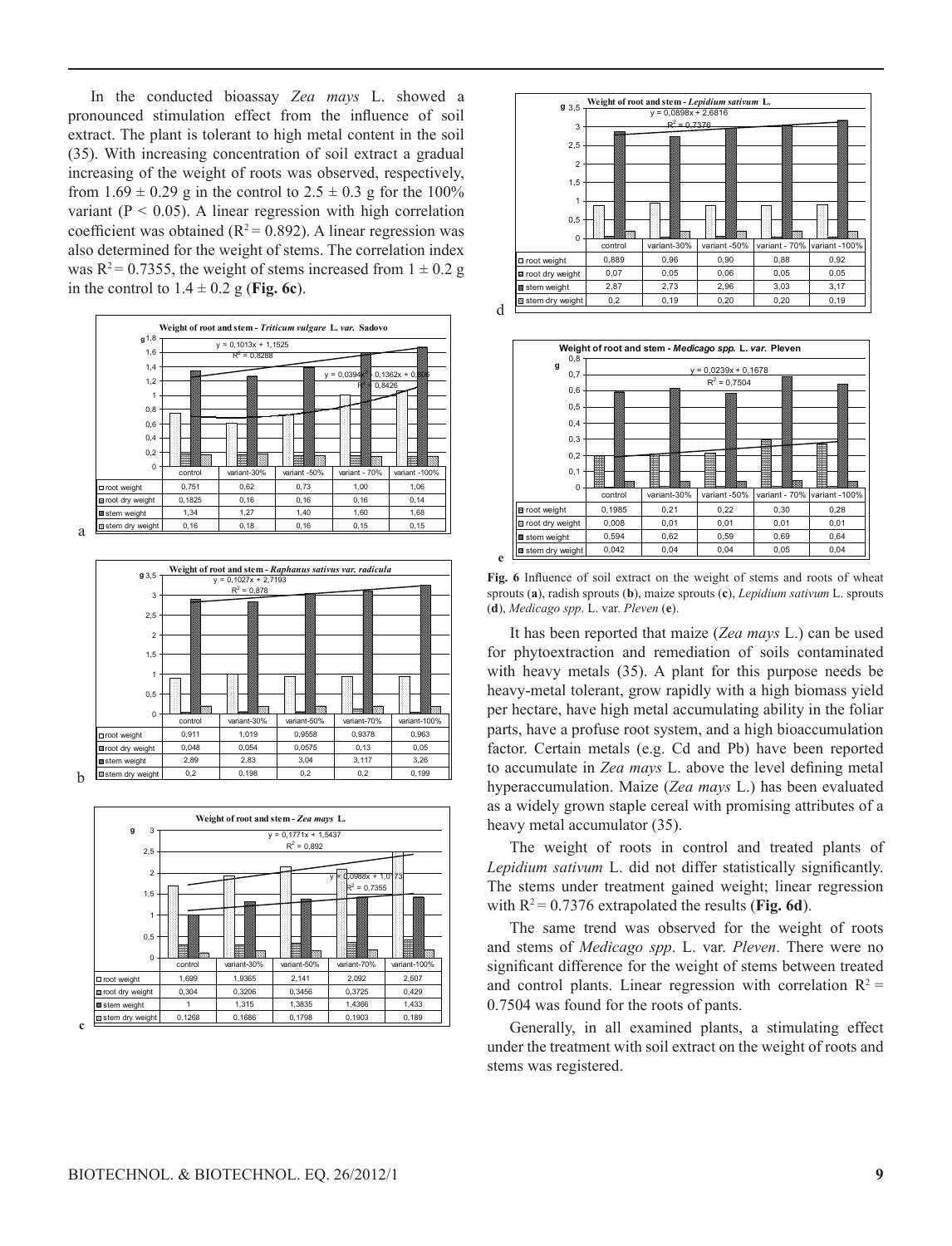In the conducted bioassay *Zea mays* L. showed a pronounced stimulation effect from the influence of soil extract. The plant is tolerant to high metal content in the soil (35). With increasing concentration of soil extract a gradual increasing of the weight of roots was observed, respectively, from $1.69 \pm 0.29$ g in the control to $2.5 \pm 0.3$ g for the 100% variant ($P < 0.05$). A linear regression with high correlation coefficient was obtained ($R^2 = 0.892$). A linear regression was also determined for the weight of stems. The correlation index was $R^2 = 0.7355$, the weight of stems increased from $1 \pm 0.2$ g in the control to $1.4 \pm 0.2$ g (**Fig. 6c**).

**Weight of root and stem - *Triticum vulgare* L. *var.* Sadovo**

$y = 0,1013x + 1,1525$, $R^2 = 0,8288$; $y = 0,0394x^2 - 0,1362x + 0,806$, $R^2 = 0,8426$

| | control | variant-30% | variant -50% | variant - 70% | variant -100% |
|---|---|---|---|---|---|
| root weight | 0,751 | 0,62 | 0,73 | 1,00 | 1,06 |
| root dry weight | 0,1825 | 0,16 | 0,16 | 0,16 | 0,14 |
| stem weight | 1,34 | 1,27 | 1,40 | 1,60 | 1,68 |
| stem dry weight | 0,16 | 0,18 | 0,16 | 0,15 | 0,15 |

a

**Weight of root and stem - *Raphanus sativus var. radicula***

$y = 0,1027x + 2,7193$, $R^2 = 0,878$

| | control | variant-30% | variant-50% | variant-70% | variant-100% |
|---|---|---|---|---|---|
| root weight | 0,911 | 1,019 | 0,9558 | 0,9378 | 0,963 |
| root dry weight | 0,048 | 0,054 | 0,0575 | 0,13 | 0,05 |
| stem weight | 2,89 | 2,83 | 3,04 | 3,117 | 3,26 |
| stem dry weight | 0,2 | 0,198 | 0,2 | 0,2 | 0,199 |

b

**Weight of root and stem - *Zea mays* L.**

$y = 0,1771x + 1,5437$, $R^2 = 0,892$; $y = 0,0988x + 1,0173$, $R^2 = 0,7355$

| | control | variant-30% | variant-50% | variant-70% | variant-100% |
|---|---|---|---|---|---|
| root weight | 1,699 | 1,9365 | 2,141 | 2,092 | 2,507 |
| root dry weight | 0,304 | 0,3206 | 0,3456 | 0,3725 | 0,429 |
| stem weight | 1 | 1,315 | 1,3835 | 1,4366 | 1,433 |
| stem dry weight | 0,1268 | 0,1686 | 0,1798 | 0,1903 | 0,189 |

c

**Weight of root and stem - *Lepidium sativum* L.**

$y = 0,0898x + 2,6816$, $R^2 = 0,7376$

| | control | variant-30% | variant -50% | variant - 70% | variant -100% |
|---|---|---|---|---|---|
| root weight | 0,889 | 0,96 | 0,90 | 0,88 | 0,92 |
| root dry weight | 0,07 | 0,05 | 0,06 | 0,05 | 0,05 |
| stem weight | 2,87 | 2,73 | 2,96 | 3,03 | 3,17 |
| stem dry weight | 0,2 | 0,19 | 0,20 | 0,20 | 0,19 |

d

**Weight of root and stem - *Medicago spp.* L. *var.* Pleven**

$y = 0,0239x + 0,1678$, $R^2 = 0,7504$

| | control | variant-30% | variant -50% | variant - 70% | variant -100% |
|---|---|---|---|---|---|
| root weight | 0,1985 | 0,21 | 0,22 | 0,30 | 0,28 |
| root dry weight | 0,008 | 0,01 | 0,01 | 0,01 | 0,01 |
| stem weight | 0,594 | 0,62 | 0,59 | 0,69 | 0,64 |
| stem dry weight | 0,042 | 0,04 | 0,04 | 0,05 | 0,04 |

e

**Fig. 6** Influence of soil extract on the weight of stems and roots of wheat sprouts (**a**), radish sprouts (**b**), maize sprouts (**c**), *Lepidium sativum* L. sprouts (**d**), *Medicago spp*. L. var. *Pleven* (**e**).

It has been reported that maize (*Zea mays* L.) can be used for phytoextraction and remediation of soils contaminated with heavy metals (35). A plant for this purpose needs be heavy-metal tolerant, grow rapidly with a high biomass yield per hectare, have high metal accumulating ability in the foliar parts, have a profuse root system, and a high bioaccumulation factor. Certain metals (e.g. Cd and Pb) have been reported to accumulate in *Zea mays* L. above the level defining metal hyperaccumulation. Maize (*Zea mays* L.) has been evaluated as a widely grown staple cereal with promising attributes of a heavy metal accumulator (35).

The weight of roots in control and treated plants of *Lepidium sativum* L. did not differ statistically significantly. The stems under treatment gained weight; linear regression with $R^2 = 0.7376$ extrapolated the results (**Fig. 6d**).

The same trend was observed for the weight of roots and stems of *Medicago spp*. L. var. *Pleven*. There were no significant difference for the weight of stems between treated and control plants. Linear regression with correlation $R^2 = 0.7504$ was found for the roots of pants.

Generally, in all examined plants, a stimulating effect under the treatment with soil extract on the weight of roots and stems was registered.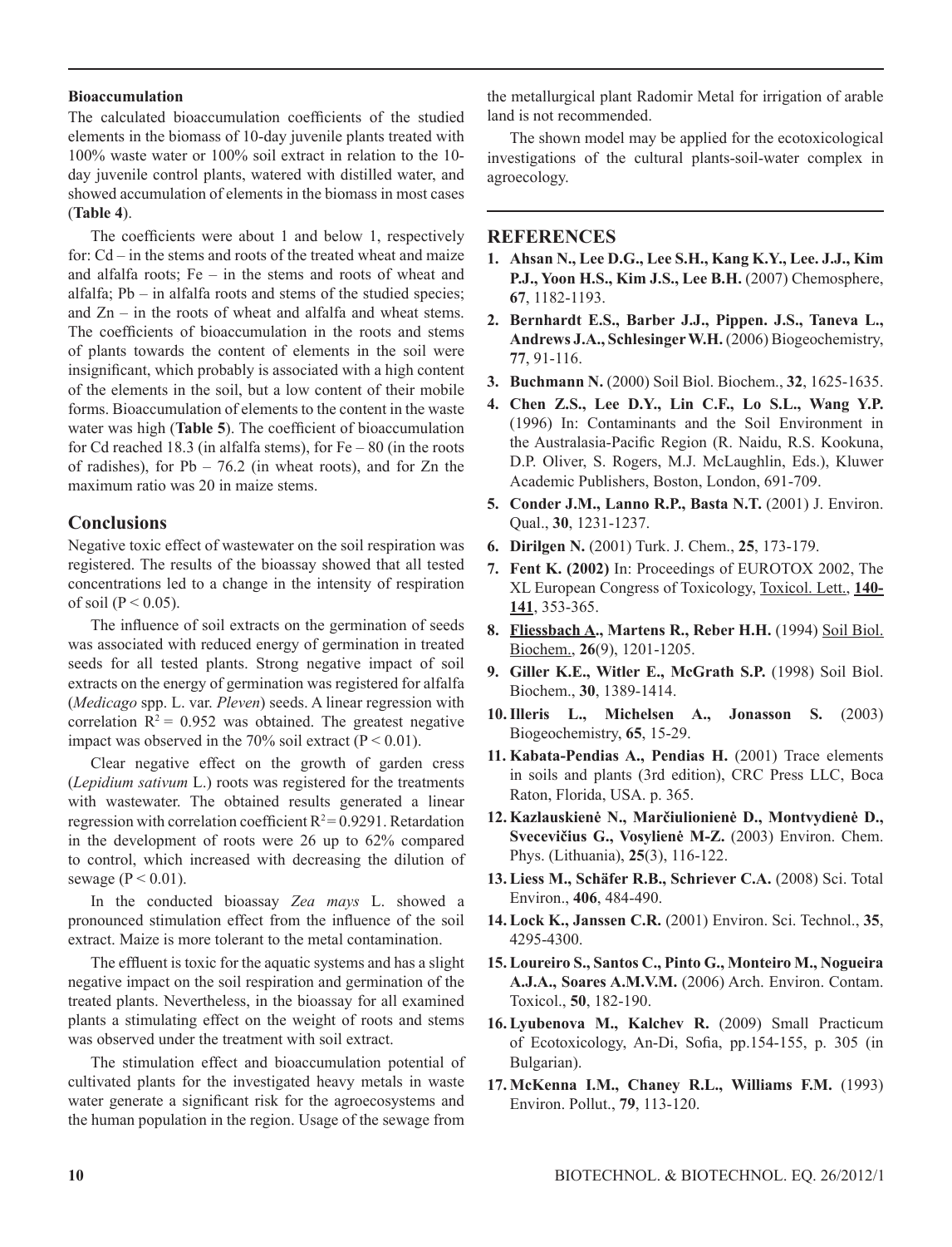**Bioaccumulation**

The calculated bioaccumulation coefficients of the studied elements in the biomass of 10-day juvenile plants treated with 100% waste water or 100% soil extract in relation to the 10-day juvenile control plants, watered with distilled water, and showed accumulation of elements in the biomass in most cases (**Table 4**).

The coefficients were about 1 and below 1, respectively for: Cd – in the stems and roots of the treated wheat and maize and alfalfa roots; Fe – in the stems and roots of wheat and alfalfa; Pb – in alfalfa roots and stems of the studied species; and Zn – in the roots of wheat and alfalfa and wheat stems. The coefficients of bioaccumulation in the roots and stems of plants towards the content of elements in the soil were insignificant, which probably is associated with a high content of the elements in the soil, but a low content of their mobile forms. Bioaccumulation of elements to the content in the waste water was high (**Table 5**). The coefficient of bioaccumulation for Cd reached 18.3 (in alfalfa stems), for Fe – 80 (in the roots of radishes), for Pb – 76.2 (in wheat roots), and for Zn the maximum ratio was 20 in maize stems.

## Conclusions

Negative toxic effect of wastewater on the soil respiration was registered. The results of the bioassay showed that all tested concentrations led to a change in the intensity of respiration of soil ($P < 0.05$).

The influence of soil extracts on the germination of seeds was associated with reduced energy of germination in treated seeds for all tested plants. Strong negative impact of soil extracts on the energy of germination was registered for alfalfa (*Medicago* spp. L. var. *Pleven*) seeds. A linear regression with correlation $R^2 = 0.952$ was obtained. The greatest negative impact was observed in the 70% soil extract ($P < 0.01$).

Clear negative effect on the growth of garden cress (*Lepidium sativum* L.) roots was registered for the treatments with wastewater. The obtained results generated a linear regression with correlation coefficient $R^2 = 0.9291$. Retardation in the development of roots were 26 up to 62% compared to control, which increased with decreasing the dilution of sewage ($P < 0.01$).

In the conducted bioassay *Zea mays* L. showed a pronounced stimulation effect from the influence of the soil extract. Maize is more tolerant to the metal contamination.

The effluent is toxic for the aquatic systems and has a slight negative impact on the soil respiration and germination of the treated plants. Nevertheless, in the bioassay for all examined plants a stimulating effect on the weight of roots and stems was observed under the treatment with soil extract.

The stimulation effect and bioaccumulation potential of cultivated plants for the investigated heavy metals in waste water generate a significant risk for the agroecosystems and the human population in the region. Usage of the sewage from the metallurgical plant Radomir Metal for irrigation of arable land is not recommended.

The shown model may be applied for the ecotoxicological investigations of the cultural plants-soil-water complex in agroecology.

## REFERENCES

1. **Ahsan N., Lee D.G., Lee S.H., Kang K.Y., Lee. J.J., Kim P.J., Yoon H.S., Kim J.S., Lee B.H.** (2007) Chemosphere, **67**, 1182-1193.
2. **Bernhardt E.S., Barber J.J., Pippen. J.S., Taneva L., Andrews J.A., Schlesinger W.H.** (2006) Biogeochemistry, **77**, 91-116.
3. **Buchmann N.** (2000) Soil Biol. Biochem., **32**, 1625-1635.
4. **Chen Z.S., Lee D.Y., Lin C.F., Lo S.L., Wang Y.P.** (1996) In: Contaminants and the Soil Environment in the Australasia-Pacific Region (R. Naidu, R.S. Kookuna, D.P. Oliver, S. Rogers, M.J. McLaughlin, Eds.), Kluwer Academic Publishers, Boston, London, 691-709.
5. **Conder J.M., Lanno R.P., Basta N.T.** (2001) J. Environ. Qual., **30**, 1231-1237.
6. **Dirilgen N.** (2001) Turk. J. Chem., **25**, 173-179.
7. **Fent K. (2002)** In: Proceedings of EUROTOX 2002, The XL European Congress of Toxicology, Toxicol. Lett., **140-141**, 353-365.
8. **Fliessbach A., Martens R., Reber H.H.** (1994) Soil Biol. Biochem., **26**(9), 1201-1205.
9. **Giller K.E., Witler E., McGrath S.P.** (1998) Soil Biol. Biochem., **30**, 1389-1414.
10. **Illeris L., Michelsen A., Jonasson S.** (2003) Biogeochemistry, **65**, 15-29.
11. **Kabata-Pendias A., Pendias H.** (2001) Trace elements in soils and plants (3rd edition), CRC Press LLC, Boca Raton, Florida, USA. p. 365.
12. **Kazlauskienė N., Marčiulionienė D., Montvydienė D., Svecevičius G., Vosylienė M-Z.** (2003) Environ. Chem. Phys. (Lithuania), **25**(3), 116-122.
13. **Liess M., Schäfer R.B., Schriever C.A.** (2008) Sci. Total Environ., **406**, 484-490.
14. **Lock K., Janssen C.R.** (2001) Environ. Sci. Technol., **35**, 4295-4300.
15. **Loureiro S., Santos C., Pinto G., Monteiro M., Nogueira A.J.A., Soares A.M.V.M.** (2006) Arch. Environ. Contam. Toxicol., **50**, 182-190.
16. **Lyubenova M., Kalchev R.** (2009) Small Practicum of Ecotoxicology, An-Di, Sofia, pp.154-155, p. 305 (in Bulgarian).
17. **McKenna I.M., Chaney R.L., Williams F.M.** (1993) Environ. Pollut., **79**, 113-120.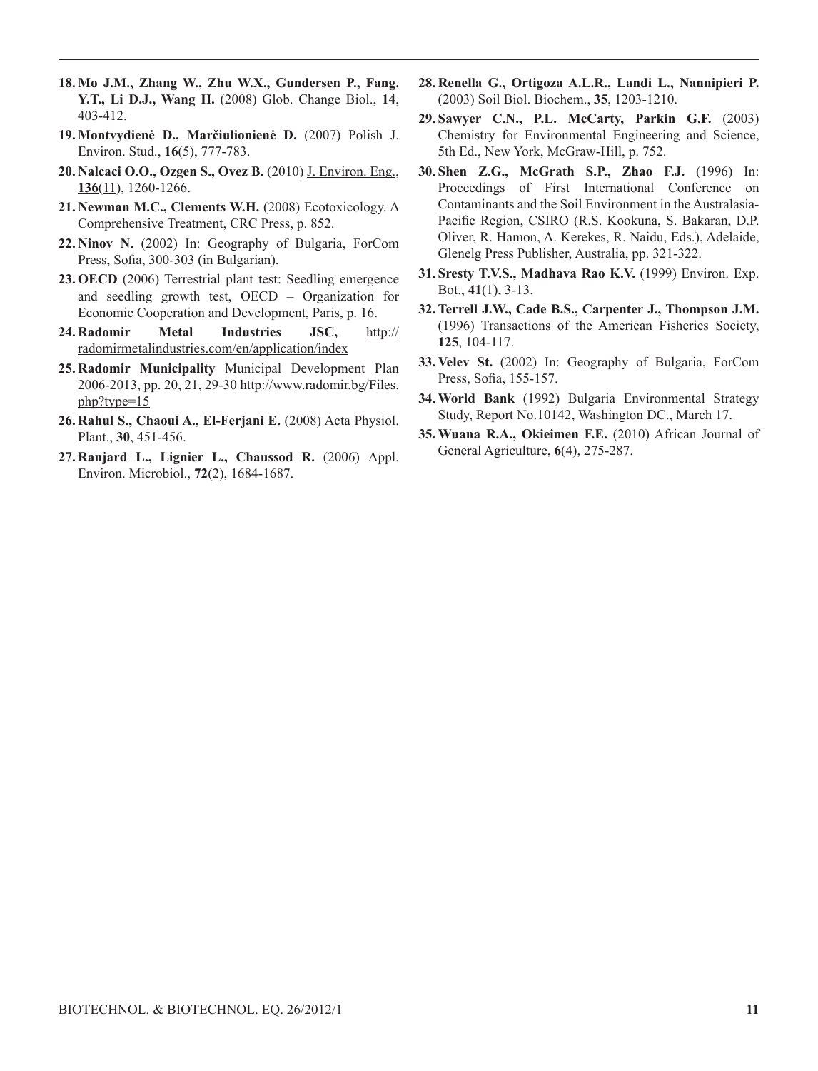18. **Mo J.M., Zhang W., Zhu W.X., Gundersen P., Fang. Y.T., Li D.J., Wang H.** (2008) Glob. Change Biol., **14**, 403-412.
19. **Montvydienė D., Marčiulionienė D.** (2007) Polish J. Environ. Stud., **16**(5), 777-783.
20. **Nalcaci O.O., Ozgen S., Ovez B.** (2010) J. Environ. Eng., **136**(11), 1260-1266.
21. **Newman M.C., Clements W.H.** (2008) Ecotoxicology. A Comprehensive Treatment, CRC Press, p. 852.
22. **Ninov N.** (2002) In: Geography of Bulgaria, ForCom Press, Sofia, 300-303 (in Bulgarian).
23. **OECD** (2006) Terrestrial plant test: Seedling emergence and seedling growth test, OECD – Organization for Economic Cooperation and Development, Paris, p. 16.
24. **Radomir Metal Industries JSC,** http://radomirmetalindustries.com/en/application/index
25. **Radomir Municipality** Municipal Development Plan 2006-2013, pp. 20, 21, 29-30 http://www.radomir.bg/Files.php?type=15
26. **Rahul S., Chaoui A., El-Ferjani E.** (2008) Acta Physiol. Plant., **30**, 451-456.
27. **Ranjard L., Lignier L., Chaussod R.** (2006) Appl. Environ. Microbiol., **72**(2), 1684-1687.
28. **Renella G., Ortigoza A.L.R., Landi L., Nannipieri P.** (2003) Soil Biol. Biochem., **35**, 1203-1210.
29. **Sawyer C.N., P.L. McCarty, Parkin G.F.** (2003) Chemistry for Environmental Engineering and Science, 5th Ed., New York, McGraw-Hill, p. 752.
30. **Shen Z.G., McGrath S.P., Zhao F.J.** (1996) In: Proceedings of First International Conference on Contaminants and the Soil Environment in the Australasia-Pacific Region, CSIRO (R.S. Kookuna, S. Bakaran, D.P. Oliver, R. Hamon, A. Kerekes, R. Naidu, Eds.), Adelaide, Glenelg Press Publisher, Australia, pp. 321-322.
31. **Sresty T.V.S., Madhava Rao K.V.** (1999) Environ. Exp. Bot., **41**(1), 3-13.
32. **Terrell J.W., Cade B.S., Carpenter J., Thompson J.M.** (1996) Transactions of the American Fisheries Society, **125**, 104-117.
33. **Velev St.** (2002) In: Geography of Bulgaria, ForCom Press, Sofia, 155-157.
34. **World Bank** (1992) Bulgaria Environmental Strategy Study, Report No.10142, Washington DC., March 17.
35. **Wuana R.A., Okieimen F.E.** (2010) African Journal of General Agriculture, **6**(4), 275-287.